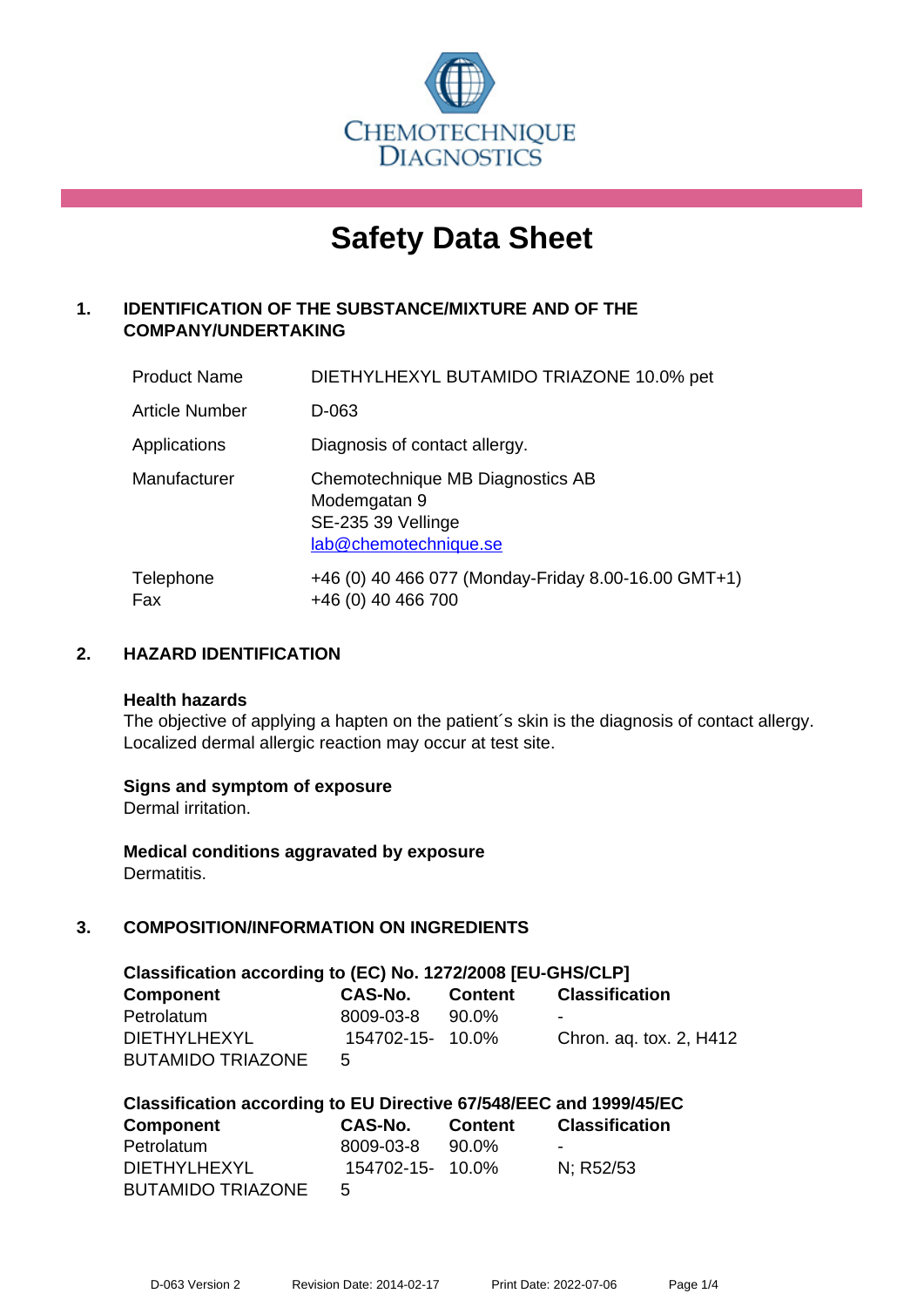CHEMOTECHNIQUE DIAGNOSTICS

# Safety Data Sheet

## 1. IDENTIFICATION OF THE SUBSTANCE/MIXTURE AND OF THE COMPANY/UNDERTAKING

| | |
|---|---|
| Product Name | DIETHYLHEXYL BUTAMIDO TRIAZONE 10.0% pet |
| Article Number | D-063 |
| Applications | Diagnosis of contact allergy. |
| Manufacturer | Chemotechnique MB Diagnostics AB<br>Modemgatan 9<br>SE-235 39 Vellinge<br>lab@chemotechnique.se |
| Telephone<br>Fax | +46 (0) 40 466 077 (Monday-Friday 8.00-16.00 GMT+1)<br>+46 (0) 40 466 700 |

## 2. HAZARD IDENTIFICATION

**Health hazards**
The objective of applying a hapten on the patient´s skin is the diagnosis of contact allergy. Localized dermal allergic reaction may occur at test site.

**Signs and symptom of exposure**
Dermal irritation.

**Medical conditions aggravated by exposure**
Dermatitis.

## 3. COMPOSITION/INFORMATION ON INGREDIENTS

**Classification according to (EC) No. 1272/2008 [EU-GHS/CLP]**

| Component | CAS-No. | Content | Classification |
|---|---|---|---|
| Petrolatum | 8009-03-8 | 90.0% | - |
| DIETHYLHEXYL BUTAMIDO TRIAZONE | 154702-15-5 | 10.0% | Chron. aq. tox. 2, H412 |

**Classification according to EU Directive 67/548/EEC and 1999/45/EC**

| Component | CAS-No. | Content | Classification |
|---|---|---|---|
| Petrolatum | 8009-03-8 | 90.0% | - |
| DIETHYLHEXYL BUTAMIDO TRIAZONE | 154702-15-5 | 10.0% | N; R52/53 |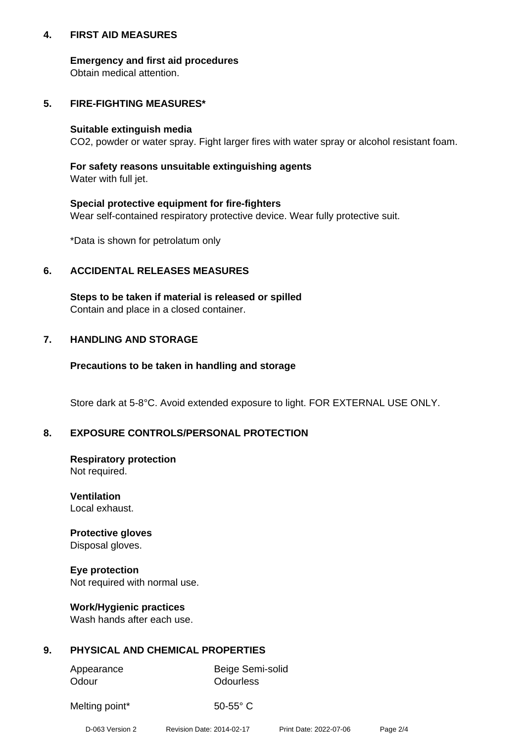## 4. FIRST AID MEASURES

**Emergency and first aid procedures**
Obtain medical attention.

## 5. FIRE-FIGHTING MEASURES*

**Suitable extinguish media**
$CO_2$, powder or water spray. Fight larger fires with water spray or alcohol resistant foam.

**For safety reasons unsuitable extinguishing agents**
Water with full jet.

**Special protective equipment for fire-fighters**
Wear self-contained respiratory protective device. Wear fully protective suit.

*Data is shown for petrolatum only

## 6. ACCIDENTAL RELEASES MEASURES

**Steps to be taken if material is released or spilled**
Contain and place in a closed container.

## 7. HANDLING AND STORAGE

**Precautions to be taken in handling and storage**

Store dark at 5-8°C. Avoid extended exposure to light. FOR EXTERNAL USE ONLY.

## 8. EXPOSURE CONTROLS/PERSONAL PROTECTION

**Respiratory protection**
Not required.

**Ventilation**
Local exhaust.

**Protective gloves**
Disposal gloves.

**Eye protection**
Not required with normal use.

**Work/Hygienic practices**
Wash hands after each use.

## 9. PHYSICAL AND CHEMICAL PROPERTIES

| | |
|---|---|
| Appearance | Beige Semi-solid |
| Odour | Odourless |
| Melting point* | 50-55° C |

D-063 Version 2 Revision Date: 2014-02-17 Print Date: 2022-07-06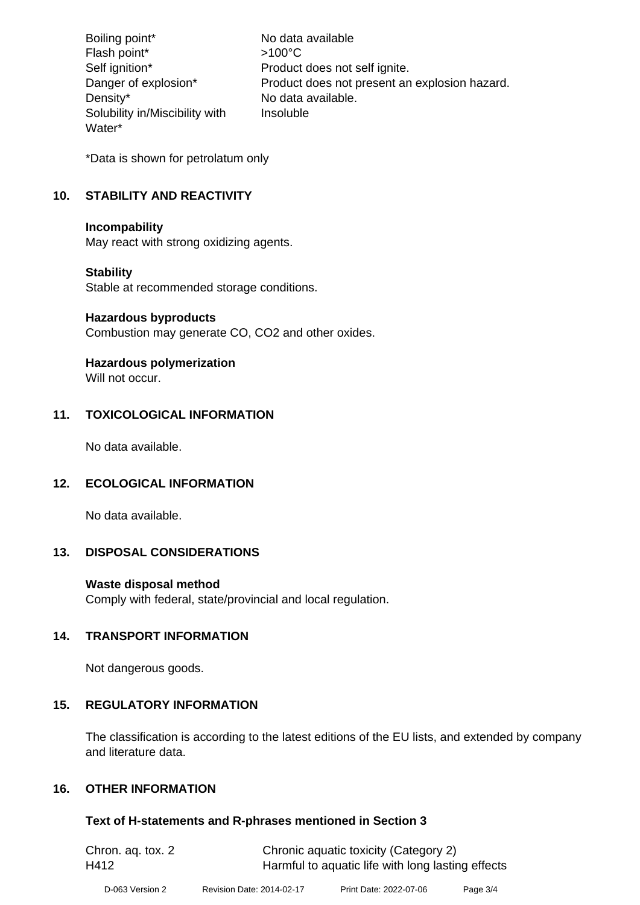| | |
|---|---|
| Boiling point* | No data available |
| Flash point* | >100°C |
| Self ignition* | Product does not self ignite. |
| Danger of explosion* | Product does not present an explosion hazard. |
| Density* | No data available. |
| Solubility in/Miscibility with Water* | Insoluble |

*Data is shown for petrolatum only

## 10. STABILITY AND REACTIVITY

**Incompability**
May react with strong oxidizing agents.

**Stability**
Stable at recommended storage conditions.

**Hazardous byproducts**
Combustion may generate CO, $CO_2$ and other oxides.

**Hazardous polymerization**
Will not occur.

## 11. TOXICOLOGICAL INFORMATION

No data available.

## 12. ECOLOGICAL INFORMATION

No data available.

## 13. DISPOSAL CONSIDERATIONS

**Waste disposal method**
Comply with federal, state/provincial and local regulation.

## 14. TRANSPORT INFORMATION

Not dangerous goods.

## 15. REGULATORY INFORMATION

The classification is according to the latest editions of the EU lists, and extended by company and literature data.

## 16. OTHER INFORMATION

**Text of H-statements and R-phrases mentioned in Section 3**

| | |
|---|---|
| Chron. aq. tox. 2 | Chronic aquatic toxicity (Category 2) |
| H412 | Harmful to aquatic life with long lasting effects |

D-063 Version 2 Revision Date: 2014-02-17 Print Date: 2022-07-06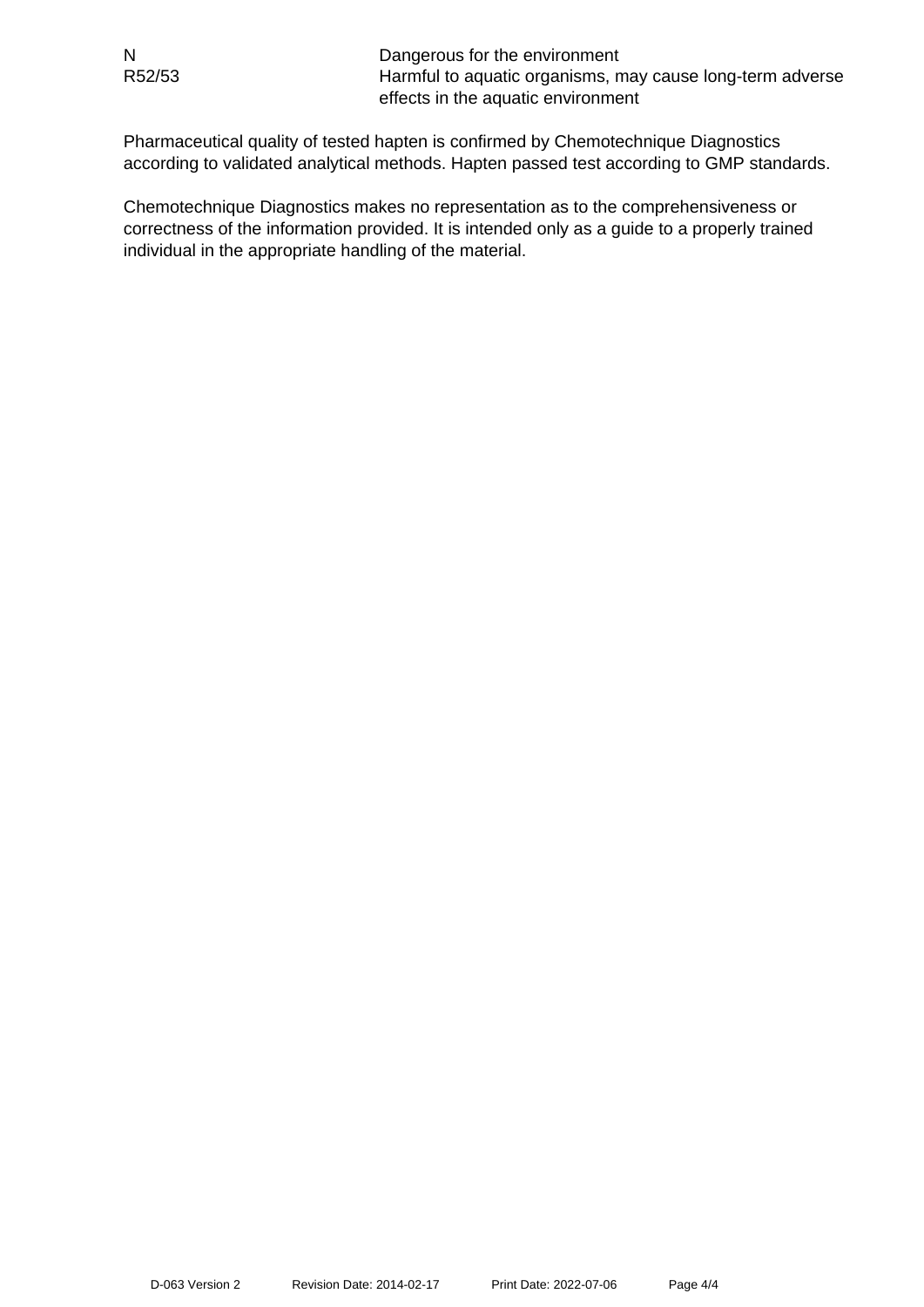| | |
|---|---|
| N | Dangerous for the environment |
| R52/53 | Harmful to aquatic organisms, may cause long-term adverse effects in the aquatic environment |

Pharmaceutical quality of tested hapten is confirmed by Chemotechnique Diagnostics according to validated analytical methods. Hapten passed test according to GMP standards.

Chemotechnique Diagnostics makes no representation as to the comprehensiveness or correctness of the information provided. It is intended only as a guide to a properly trained individual in the appropriate handling of the material.